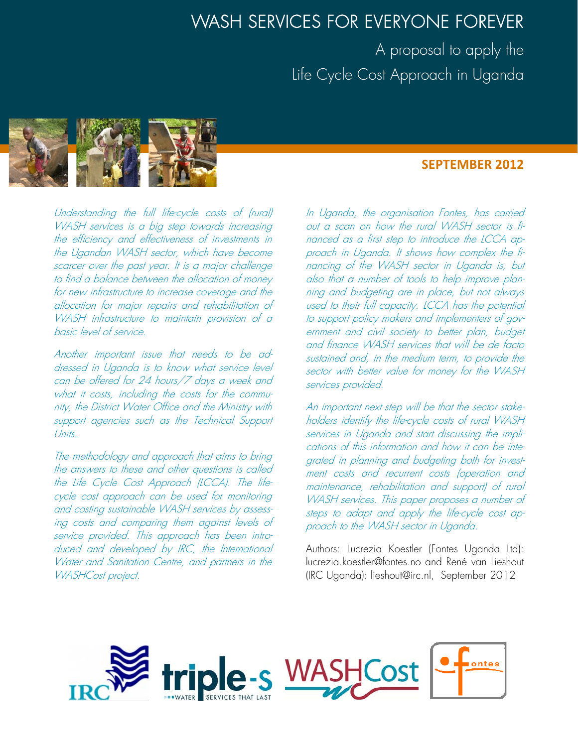# WASH SERVICES FOR EVERYONE FOREVER

## A proposal to apply the Life Cycle Cost Approach in Uganda

**SEPTEMBER 2012**

*Understanding the full life-cycle costs of (rural) WASH services is a big step towards increasing the efficiency and effectiveness of investments in the Ugandan WASH sector, which have become scarcer over the past year. It is a major challenge to find a balance between the allocation of money for new infrastructure to increase coverage and the allocation for major repairs and rehabilitation of WASH infrastructure to maintain provision of a basic level of service.*

*Another important issue that needs to be addressed in Uganda is to know what service level can be offered for 24 hours/7 days a week and what it costs, including the costs for the community, the District Water Office and the Ministry with support agencies such as the Technical Support Units.*

*The methodology and approach that aims to bring the answers to these and other questions is called the Life Cycle Cost Approach (LCCA). The life-cycle cost approach can be used for monitoring and costing sustainable WASH services by assessing costs and comparing them against levels of service provided. This approach has been introduced and developed by IRC, the International Water and Sanitation Centre, and partners in the WASHCost project.*

*In Uganda, the organisation Fontes, has carried out a scan on how the rural WASH sector is financed as a first step to introduce the LCCA approach in Uganda. It shows how complex the financing of the WASH sector in Uganda is, but also that a number of tools to help improve planning and budgeting are in place, but not always used to their full capacity. LCCA has the potential to support policy makers and implementers of government and civil society to better plan, budget and finance WASH services that will be de facto sustained and, in the medium term, to provide the sector with better value for money for the WASH services provided.*

*An important next step will be that the sector stakeholders identify the life-cycle costs of rural WASH services in Uganda and start discussing the implications of this information and how it can be integrated in planning and budgeting both for investment costs and recurrent costs (operation and maintenance, rehabilitation and support) of rural WASH services. This paper proposes a number of steps to adapt and apply the life-cycle cost approach to the WASH sector in Uganda.*

Authors: Lucrezia Koestler (Fontes Uganda Ltd): lucrezia.koestler@fontes.no and René van Lieshout (IRC Uganda): lieshout@irc.nl, September 2012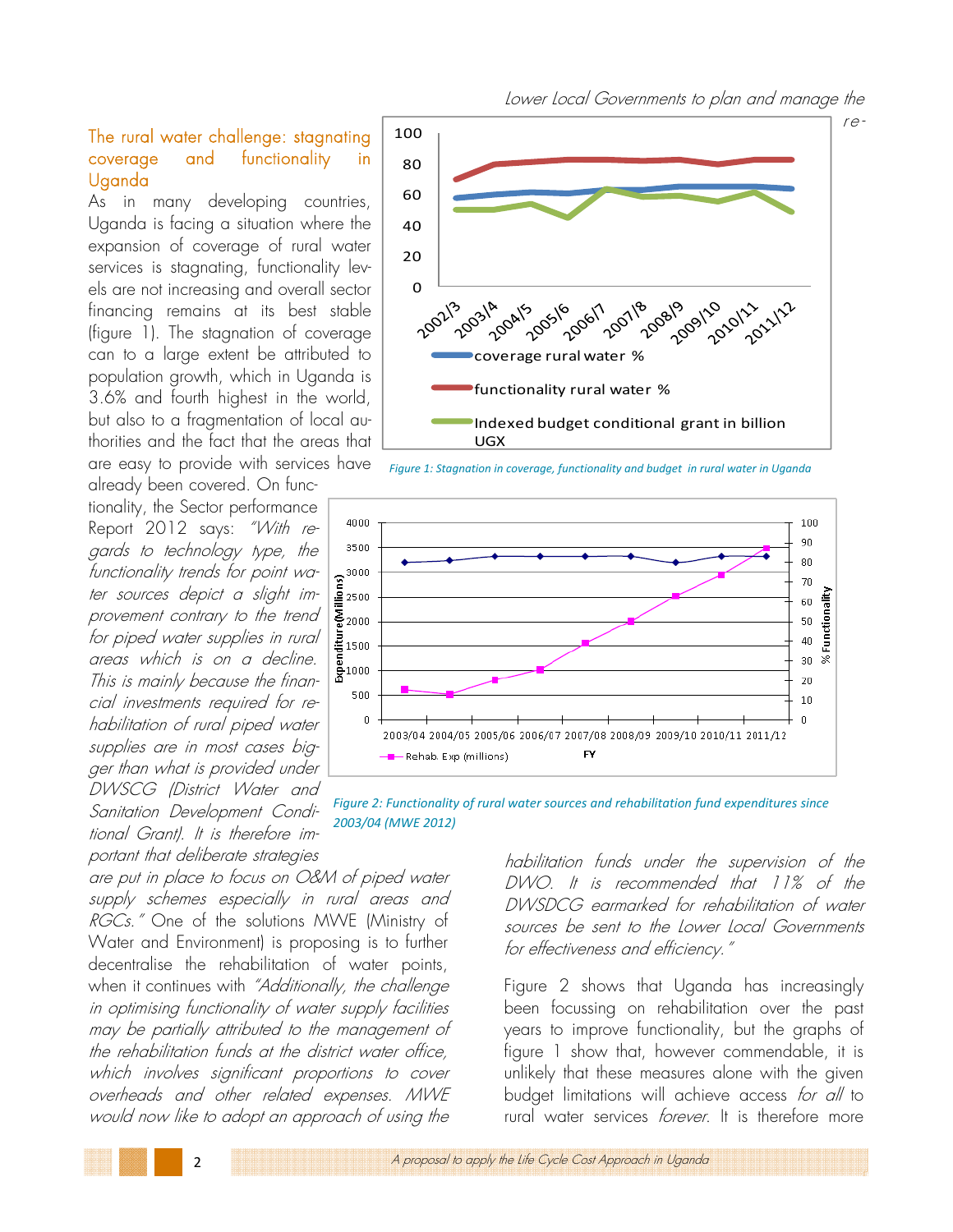Lower Local Governments to plan and manage the re-habilitation funds under the supervision of the DWO. It is recommended that 11% of the DWSDCG earmarked for rehabilitation of water sources be sent to the Lower Local Governments for effectiveness and efficiency."

## The rural water challenge: stagnating coverage and functionality in Uganda

As in many developing countries, Uganda is facing a situation where the expansion of coverage of rural water services is stagnating, functionality levels are not increasing and overall sector financing remains at its best stable (figure 1). The stagnation of coverage can to a large extent be attributed to population growth, which in Uganda is 3.6% and fourth highest in the world, but also to a fragmentation of local authorities and the fact that the areas that are easy to provide with services have already been covered. On functionality, the Sector performance Report 2012 says: *"With regards to technology type, the functionality trends for point water sources depict a slight improvement contrary to the trend for piped water supplies in rural areas which is on a decline. This is mainly because the financial investments required for rehabilitation of rural piped water supplies are in most cases bigger than what is provided under DWSCG (District Water and Sanitation Development Conditional Grant). It is therefore important that deliberate strategies are put in place to focus on O&M of piped water supply schemes especially in rural areas and RGCs."* One of the solutions MWE (Ministry of Water and Environment) is proposing is to further decentralise the rehabilitation of water points, when it continues with *"Additionally, the challenge in optimising functionality of water supply facilities may be partially attributed to the management of the rehabilitation funds at the district water office, which involves significant proportions to cover overheads and other related expenses. MWE would now like to adopt an approach of using the re-habilitation funds under the supervision of the DWO. It is recommended that 11% of the DWSDCG earmarked for rehabilitation of water sources be sent to the Lower Local Governments for effectiveness and efficiency."*

*Figure 1: Stagnation in coverage, functionality and budget in rural water in Uganda*

*Figure 2: Functionality of rural water sources and rehabilitation fund expenditures since 2003/04 (MWE 2012)*

Figure 2 shows that Uganda has increasingly been focussing on rehabilitation over the past years to improve functionality, but the graphs of figure 1 show that, however commendable, it is unlikely that these measures alone with the given budget limitations will achieve access *for all* to rural water services *forever*. It is therefore more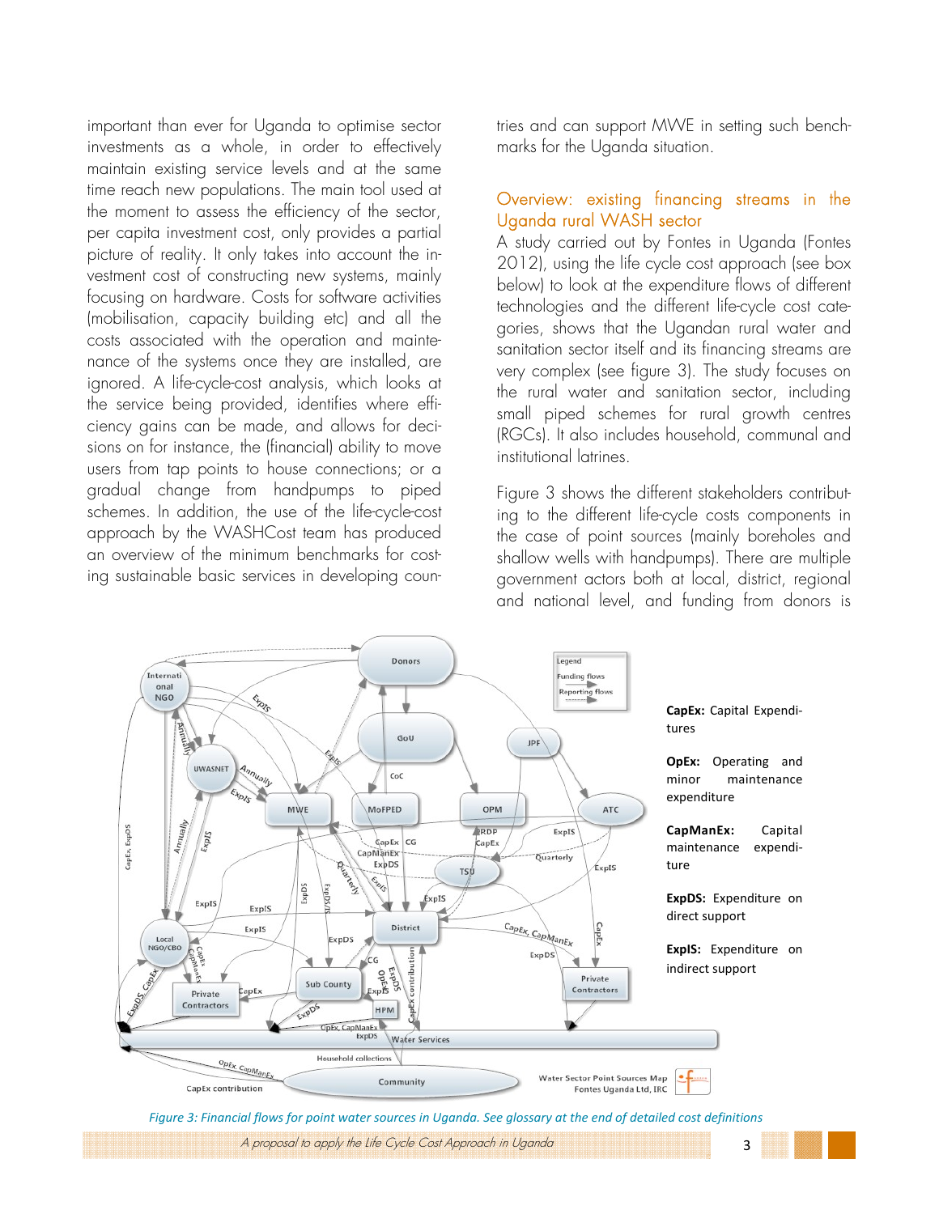important than ever for Uganda to optimise sector investments as a whole, in order to effectively maintain existing service levels and at the same time reach new populations. The main tool used at the moment to assess the efficiency of the sector, per capita investment cost, only provides a partial picture of reality. It only takes into account the investment cost of constructing new systems, mainly focusing on hardware. Costs for software activities (mobilisation, capacity building etc) and all the costs associated with the operation and maintenance of the systems once they are installed, are ignored. A life-cycle-cost analysis, which looks at the service being provided, identifies where efficiency gains can be made, and allows for decisions on for instance, the (financial) ability to move users from tap points to house connections; or a gradual change from handpumps to piped schemes. In addition, the use of the life-cycle-cost approach by the WASHCost team has produced an overview of the minimum benchmarks for costing sustainable basic services in developing countries and can support MWE in setting such benchmarks for the Uganda situation.

## Overview: existing financing streams in the Uganda rural WASH sector

A study carried out by Fontes in Uganda (Fontes 2012), using the life cycle cost approach (see box below) to look at the expenditure flows of different technologies and the different life-cycle cost categories, shows that the Ugandan rural water and sanitation sector itself and its financing streams are very complex (see figure 3). The study focuses on the rural water and sanitation sector, including small piped schemes for rural growth centres (RGCs). It also includes household, communal and institutional latrines.

Figure 3 shows the different stakeholders contributing to the different life-cycle costs components in the case of point sources (mainly boreholes and shallow wells with handpumps). There are multiple government actors both at local, district, regional and national level, and funding from donors is

**CapEx:** Capital Expenditures

**OpEx:** Operating and minor maintenance expenditure

**CapManEx:** Capital maintenance expenditure

**ExpDS:** Expenditure on direct support

**ExpIS:** Expenditure on indirect support

*Figure 3: Financial flows for point water sources in Uganda. See glossary at the end of detailed cost definitions*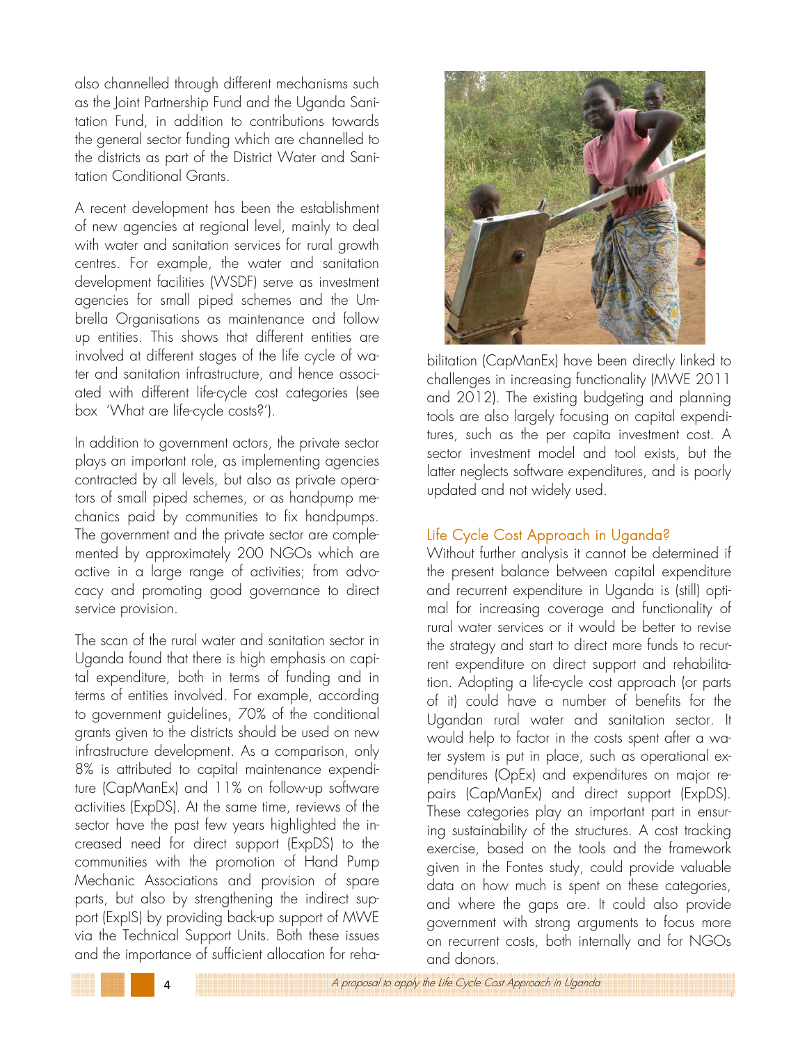also channelled through different mechanisms such as the Joint Partnership Fund and the Uganda Sanitation Fund, in addition to contributions towards the general sector funding which are channelled to the districts as part of the District Water and Sanitation Conditional Grants.

A recent development has been the establishment of new agencies at regional level, mainly to deal with water and sanitation services for rural growth centres. For example, the water and sanitation development facilities (WSDF) serve as investment agencies for small piped schemes and the Umbrella Organisations as maintenance and follow up entities. This shows that different entities are involved at different stages of the life cycle of water and sanitation infrastructure, and hence associated with different life-cycle cost categories (see box 'What are life-cycle costs?').

In addition to government actors, the private sector plays an important role, as implementing agencies contracted by all levels, but also as private operators of small piped schemes, or as handpump mechanics paid by communities to fix handpumps. The government and the private sector are complemented by approximately 200 NGOs which are active in a large range of activities; from advocacy and promoting good governance to direct service provision.

The scan of the rural water and sanitation sector in Uganda found that there is high emphasis on capital expenditure, both in terms of funding and in terms of entities involved. For example, according to government guidelines, 70% of the conditional grants given to the districts should be used on new infrastructure development. As a comparison, only 8% is attributed to capital maintenance expenditure (CapManEx) and 11% on follow-up software activities (ExpDS). At the same time, reviews of the sector have the past few years highlighted the increased need for direct support (ExpDS) to the communities with the promotion of Hand Pump Mechanic Associations and provision of spare parts, but also by strengthening the indirect support (ExpIS) by providing back-up support of MWE via the Technical Support Units. Both these issues and the importance of sufficient allocation for rehabilitation (CapManEx) have been directly linked to challenges in increasing functionality (MWE 2011 and 2012). The existing budgeting and planning tools are also largely focusing on capital expenditures, such as the per capita investment cost. A sector investment model and tool exists, but the latter neglects software expenditures, and is poorly updated and not widely used.

## Life Cycle Cost Approach in Uganda?

Without further analysis it cannot be determined if the present balance between capital expenditure and recurrent expenditure in Uganda is (still) optimal for increasing coverage and functionality of rural water services or it would be better to revise the strategy and start to direct more funds to recurrent expenditure on direct support and rehabilitation. Adopting a life-cycle cost approach (or parts of it) could have a number of benefits for the Ugandan rural water and sanitation sector. It would help to factor in the costs spent after a water system is put in place, such as operational expenditures (OpEx) and expenditures on major repairs (CapManEx) and direct support (ExpDS). These categories play an important part in ensuring sustainability of the structures. A cost tracking exercise, based on the tools and the framework given in the Fontes study, could provide valuable data on how much is spent on these categories, and where the gaps are. It could also provide government with strong arguments to focus more on recurrent costs, both internally and for NGOs and donors.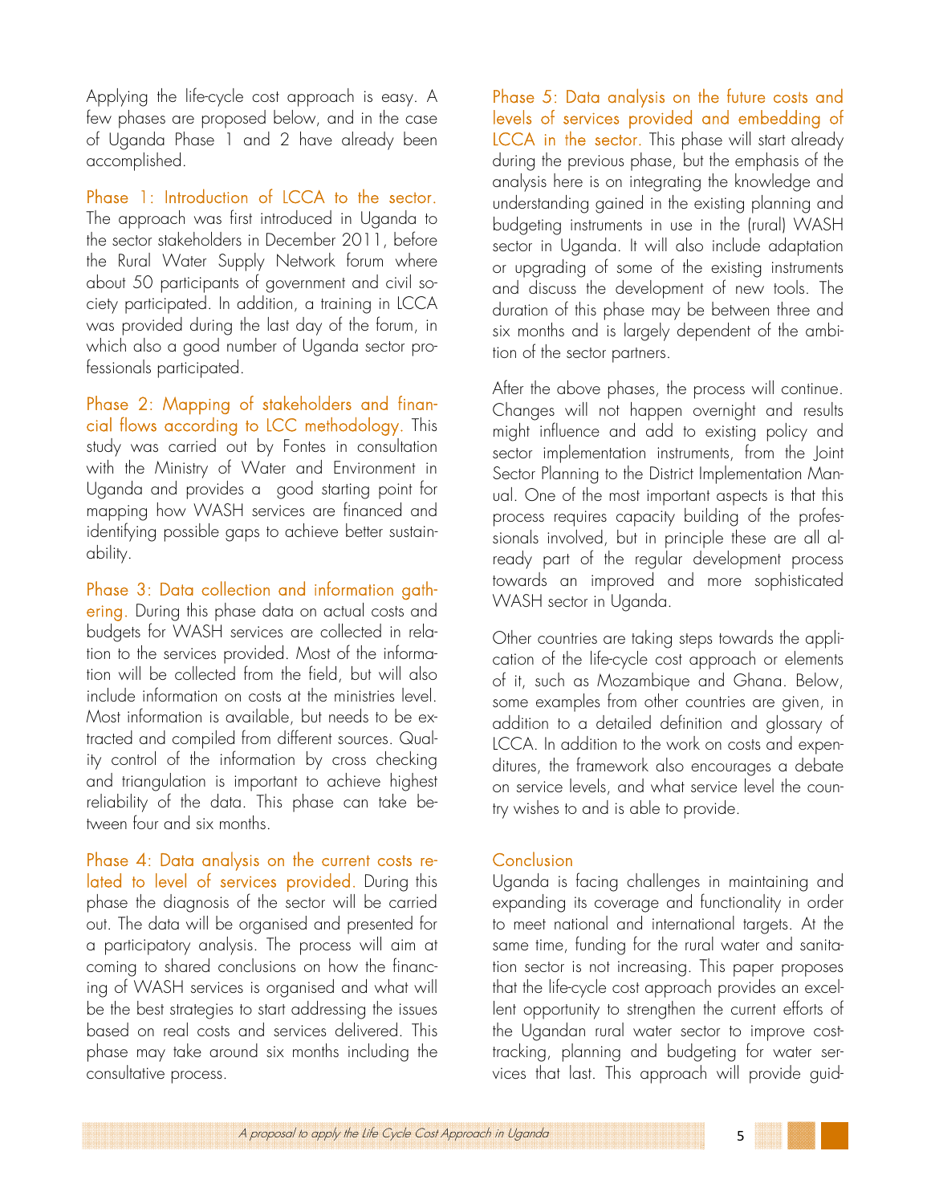Applying the life-cycle cost approach is easy. A few phases are proposed below, and in the case of Uganda Phase 1 and 2 have already been accomplished.

**Phase 1: Introduction of LCCA to the sector.** The approach was first introduced in Uganda to the sector stakeholders in December 2011, before the Rural Water Supply Network forum where about 50 participants of government and civil society participated. In addition, a training in LCCA was provided during the last day of the forum, in which also a good number of Uganda sector professionals participated.

**Phase 2: Mapping of stakeholders and financial flows according to LCC methodology.** This study was carried out by Fontes in consultation with the Ministry of Water and Environment in Uganda and provides a good starting point for mapping how WASH services are financed and identifying possible gaps to achieve better sustainability.

**Phase 3: Data collection and information gathering.** During this phase data on actual costs and budgets for WASH services are collected in relation to the services provided. Most of the information will be collected from the field, but will also include information on costs at the ministries level. Most information is available, but needs to be extracted and compiled from different sources. Quality control of the information by cross checking and triangulation is important to achieve highest reliability of the data. This phase can take between four and six months.

**Phase 4: Data analysis on the current costs related to level of services provided.** During this phase the diagnosis of the sector will be carried out. The data will be organised and presented for a participatory analysis. The process will aim at coming to shared conclusions on how the financing of WASH services is organised and what will be the best strategies to start addressing the issues based on real costs and services delivered. This phase may take around six months including the consultative process.

**Phase 5: Data analysis on the future costs and levels of services provided and embedding of LCCA in the sector.** This phase will start already during the previous phase, but the emphasis of the analysis here is on integrating the knowledge and understanding gained in the existing planning and budgeting instruments in use in the (rural) WASH sector in Uganda. It will also include adaptation or upgrading of some of the existing instruments and discuss the development of new tools. The duration of this phase may be between three and six months and is largely dependent of the ambition of the sector partners.

After the above phases, the process will continue. Changes will not happen overnight and results might influence and add to existing policy and sector implementation instruments, from the Joint Sector Planning to the District Implementation Manual. One of the most important aspects is that this process requires capacity building of the professionals involved, but in principle these are all already part of the regular development process towards an improved and more sophisticated WASH sector in Uganda.

Other countries are taking steps towards the application of the life-cycle cost approach or elements of it, such as Mozambique and Ghana. Below, some examples from other countries are given, in addition to a detailed definition and glossary of LCCA. In addition to the work on costs and expenditures, the framework also encourages a debate on service levels, and what service level the country wishes to and is able to provide.

## Conclusion

Uganda is facing challenges in maintaining and expanding its coverage and functionality in order to meet national and international targets. At the same time, funding for the rural water and sanitation sector is not increasing. This paper proposes that the life-cycle cost approach provides an excellent opportunity to strengthen the current efforts of the Ugandan rural water sector to improve cost-tracking, planning and budgeting for water services that last. This approach will provide guid-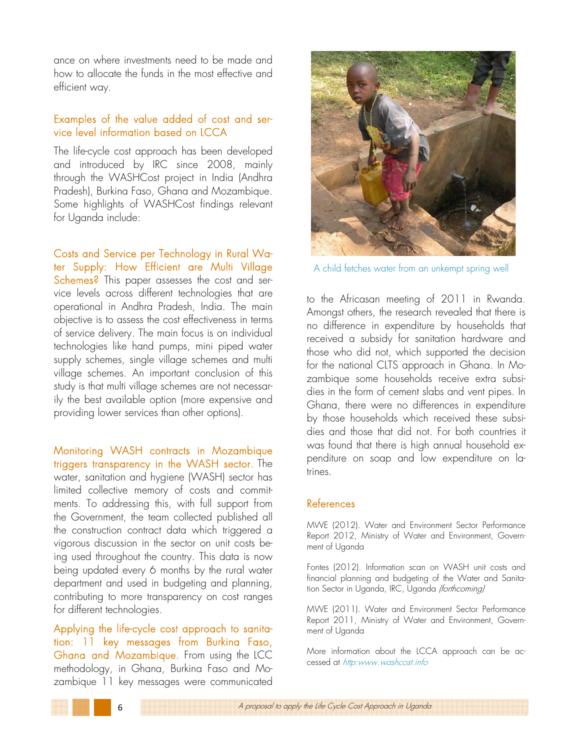ance on where investments need to be made and how to allocate the funds in the most effective and efficient way.

### Examples of the value added of cost and service level information based on LCCA

The life-cycle cost approach has been developed and introduced by IRC since 2008, mainly through the WASHCost project in India (Andhra Pradesh), Burkina Faso, Ghana and Mozambique. Some highlights of WASHCost findings relevant for Uganda include:

**Costs and Service per Technology in Rural Water Supply: How Efficient are Multi Village Schemes?** This paper assesses the cost and service levels across different technologies that are operational in Andhra Pradesh, India. The main objective is to assess the cost effectiveness in terms of service delivery. The main focus is on individual technologies like hand pumps, mini piped water supply schemes, single village schemes and multi village schemes. An important conclusion of this study is that multi village schemes are not necessarily the best available option (more expensive and providing lower services than other options).

**Monitoring WASH contracts in Mozambique triggers transparency in the WASH sector.** The water, sanitation and hygiene (WASH) sector has limited collective memory of costs and commitments. To addressing this, with full support from the Government, the team collected published all the construction contract data which triggered a vigorous discussion in the sector on unit costs being used throughout the country. This data is now being updated every 6 months by the rural water department and used in budgeting and planning, contributing to more transparency on cost ranges for different technologies.

**Applying the life-cycle cost approach to sanitation: 11 key messages from Burkina Faso, Ghana and Mozambique.** From using the LCC methodology, in Ghana, Burkina Faso and Mozambique 11 key messages were communicated to the Africasan meeting of 2011 in Rwanda. Amongst others, the research revealed that there is no difference in expenditure by households that received a subsidy for sanitation hardware and those who did not, which supported the decision for the national CLTS approach in Ghana. In Mozambique some households receive extra subsidies in the form of cement slabs and vent pipes. In Ghana, there were no differences in expenditure by those households which received these subsidies and those that did not. For both countries it was found that there is high annual household expenditure on soap and low expenditure on latrines.

A child fetches water from an unkempt spring well

### References

MWE (2012). Water and Environment Sector Performance Report 2012, Ministry of Water and Environment, Government of Uganda

Fontes (2012). Information scan on WASH unit costs and financial planning and budgeting of the Water and Sanitation Sector in Uganda, IRC, Uganda *(forthcoming)*

MWE (2011). Water and Environment Sector Performance Report 2011, Ministry of Water and Environment, Government of Uganda

More information about the LCCA approach can be accessed at *http:www.washcost.info*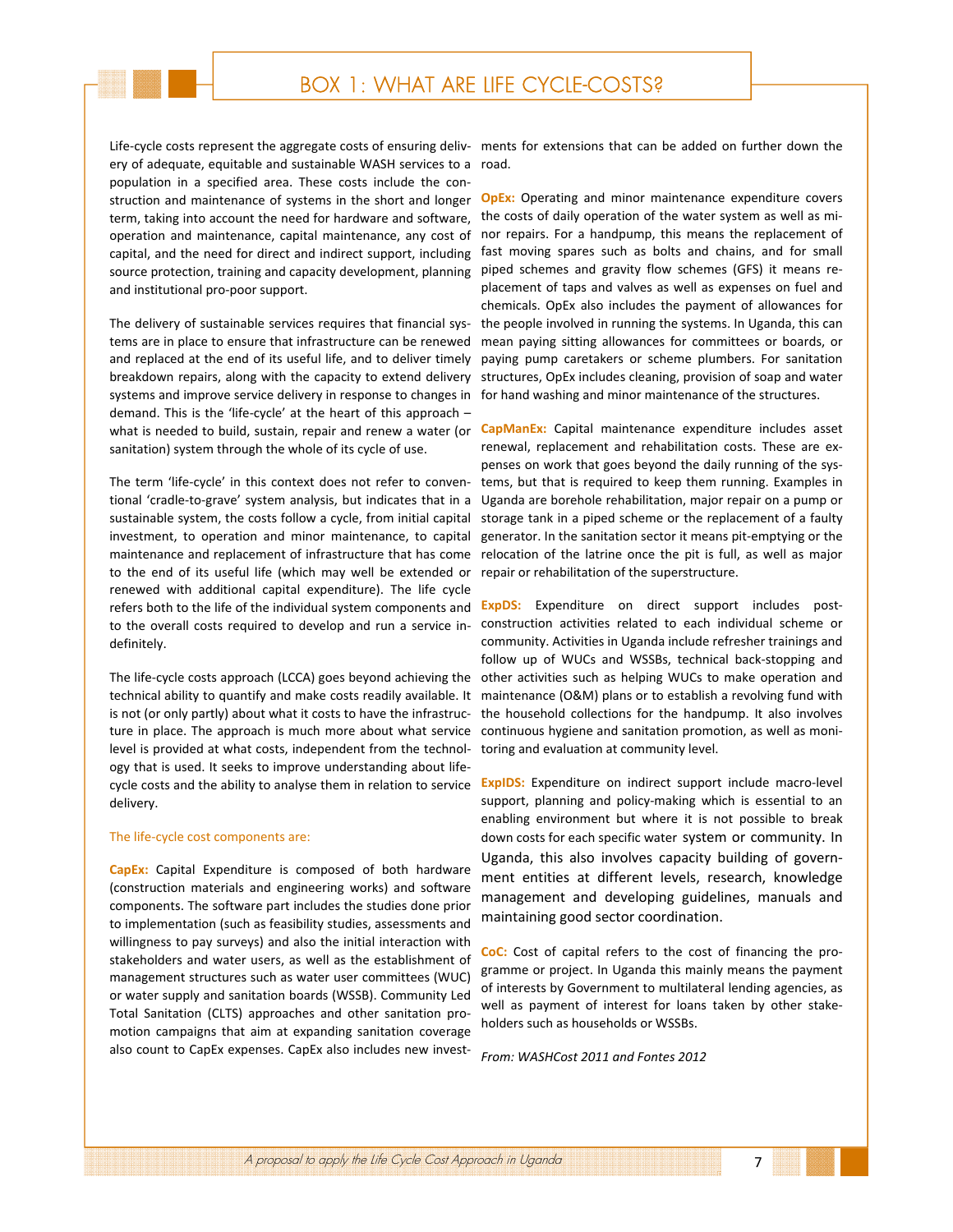## BOX 1: WHAT ARE LIFE CYCLE-COSTS?

Life-cycle costs represent the aggregate costs of ensuring delivery of adequate, equitable and sustainable WASH services to a population in a specified area. These costs include the construction and maintenance of systems in the short and longer term, taking into account the need for hardware and software, operation and maintenance, capital maintenance, any cost of capital, and the need for direct and indirect support, including source protection, training and capacity development, planning and institutional pro-poor support.

The delivery of sustainable services requires that financial systems are in place to ensure that infrastructure can be renewed and replaced at the end of its useful life, and to deliver timely breakdown repairs, along with the capacity to extend delivery systems and improve service delivery in response to changes in demand. This is the 'life-cycle' at the heart of this approach – what is needed to build, sustain, repair and renew a water (or sanitation) system through the whole of its cycle of use.

The term 'life-cycle' in this context does not refer to conventional 'cradle-to-grave' system analysis, but indicates that in a sustainable system, the costs follow a cycle, from initial capital investment, to operation and minor maintenance, to capital maintenance and replacement of infrastructure that has come to the end of its useful life (which may well be extended or renewed with additional capital expenditure). The life cycle refers both to the life of the individual system components and to the overall costs required to develop and run a service indefinitely.

The life-cycle costs approach (LCCA) goes beyond achieving the technical ability to quantify and make costs readily available. It is not (or only partly) about what it costs to have the infrastructure in place. The approach is much more about what service level is provided at what costs, independent from the technology that is used. It seeks to improve understanding about life-cycle costs and the ability to analyse them in relation to service delivery.

The life-cycle cost components are:

**CapEx:** Capital Expenditure is composed of both hardware (construction materials and engineering works) and software components. The software part includes the studies done prior to implementation (such as feasibility studies, assessments and willingness to pay surveys) and also the initial interaction with stakeholders and water users, as well as the establishment of management structures such as water user committees (WUC) or water supply and sanitation boards (WSSB). Community Led Total Sanitation (CLTS) approaches and other sanitation promotion campaigns that aim at expanding sanitation coverage also count to CapEx expenses. CapEx also includes new investments for extensions that can be added on further down the road.

**OpEx:** Operating and minor maintenance expenditure covers the costs of daily operation of the water system as well as minor repairs. For a handpump, this means the replacement of fast moving spares such as bolts and chains, and for small piped schemes and gravity flow schemes (GFS) it means replacement of taps and valves as well as expenses on fuel and chemicals. OpEx also includes the payment of allowances for the people involved in running the systems. In Uganda, this can mean paying sitting allowances for committees or boards, or paying pump caretakers or scheme plumbers. For sanitation structures, OpEx includes cleaning, provision of soap and water for hand washing and minor maintenance of the structures.

**CapManEx:** Capital maintenance expenditure includes asset renewal, replacement and rehabilitation costs. These are expenses on work that goes beyond the daily running of the systems, but that is required to keep them running. Examples in Uganda are borehole rehabilitation, major repair on a pump or storage tank in a piped scheme or the replacement of a faulty generator. In the sanitation sector it means pit-emptying or the relocation of the latrine once the pit is full, as well as major repair or rehabilitation of the superstructure.

**ExpDS:** Expenditure on direct support includes post-construction activities related to each individual scheme or community. Activities in Uganda include refresher trainings and follow up of WUCs and WSSBs, technical back-stopping and other activities such as helping WUCs to make operation and maintenance (O&M) plans or to establish a revolving fund with the household collections for the handpump. It also involves continuous hygiene and sanitation promotion, as well as monitoring and evaluation at community level.

**ExpIDS:** Expenditure on indirect support include macro-level support, planning and policy-making which is essential to an enabling environment but where it is not possible to break down costs for each specific water system or community. In Uganda, this also involves capacity building of government entities at different levels, research, knowledge management and developing guidelines, manuals and maintaining good sector coordination.

**CoC:** Cost of capital refers to the cost of financing the programme or project. In Uganda this mainly means the payment of interests by Government to multilateral lending agencies, as well as payment of interest for loans taken by other stakeholders such as households or WSSBs.

*From: WASHCost 2011 and Fontes 2012*